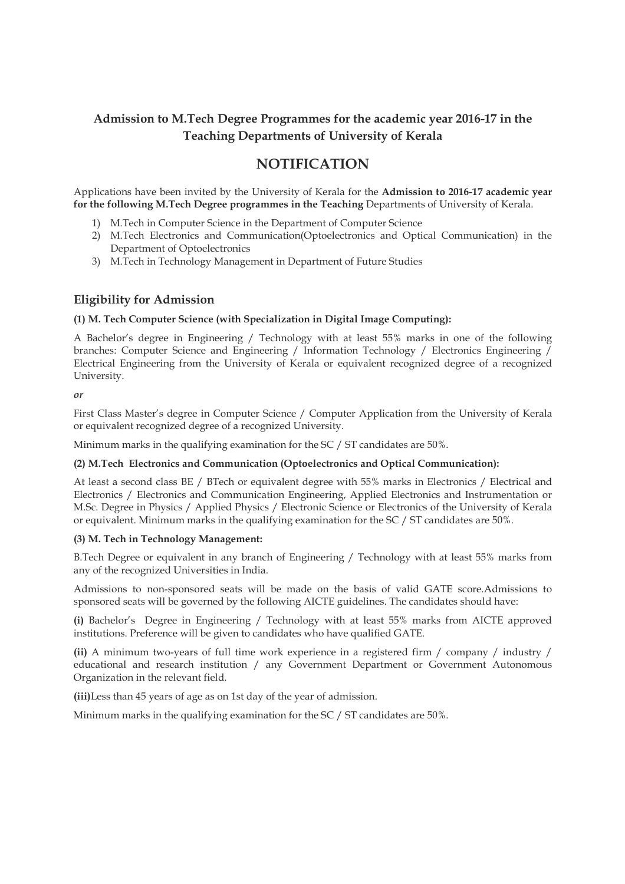## Admission to M.Tech Degree Programmes for the academic year 2016-17 in the Teaching Departments of University of Kerala

# NOTIFICATION

Applications have been invited by the University of Kerala for the **Admission to 2016-17 academic year for the following M.Tech Degree programmes in the Teaching** Departments of University of Kerala.

1) M.Tech in Computer Science in the Department of Computer Science
2) M.Tech Electronics and Communication(Optoelectronics and Optical Communication) in the Department of Optoelectronics
3) M.Tech in Technology Management in Department of Future Studies

## Eligibility for Admission

**(1) M. Tech Computer Science (with Specialization in Digital Image Computing):**

A Bachelor's degree in Engineering / Technology with at least 55% marks in one of the following branches: Computer Science and Engineering / Information Technology / Electronics Engineering / Electrical Engineering from the University of Kerala or equivalent recognized degree of a recognized University.

***or***

First Class Master's degree in Computer Science / Computer Application from the University of Kerala or equivalent recognized degree of a recognized University.

Minimum marks in the qualifying examination for the SC / ST candidates are 50%.

**(2) M.Tech Electronics and Communication (Optoelectronics and Optical Communication):**

At least a second class BE / BTech or equivalent degree with 55% marks in Electronics / Electrical and Electronics / Electronics and Communication Engineering, Applied Electronics and Instrumentation or M.Sc. Degree in Physics / Applied Physics / Electronic Science or Electronics of the University of Kerala or equivalent. Minimum marks in the qualifying examination for the SC / ST candidates are 50%.

**(3) M. Tech in Technology Management:**

B.Tech Degree or equivalent in any branch of Engineering / Technology with at least 55% marks from any of the recognized Universities in India.

Admissions to non-sponsored seats will be made on the basis of valid GATE score.Admissions to sponsored seats will be governed by the following AICTE guidelines. The candidates should have:

**(i)** Bachelor's Degree in Engineering / Technology with at least 55% marks from AICTE approved institutions. Preference will be given to candidates who have qualified GATE.

**(ii)** A minimum two-years of full time work experience in a registered firm / company / industry / educational and research institution / any Government Department or Government Autonomous Organization in the relevant field.

**(iii)**Less than 45 years of age as on 1st day of the year of admission.

Minimum marks in the qualifying examination for the SC / ST candidates are 50%.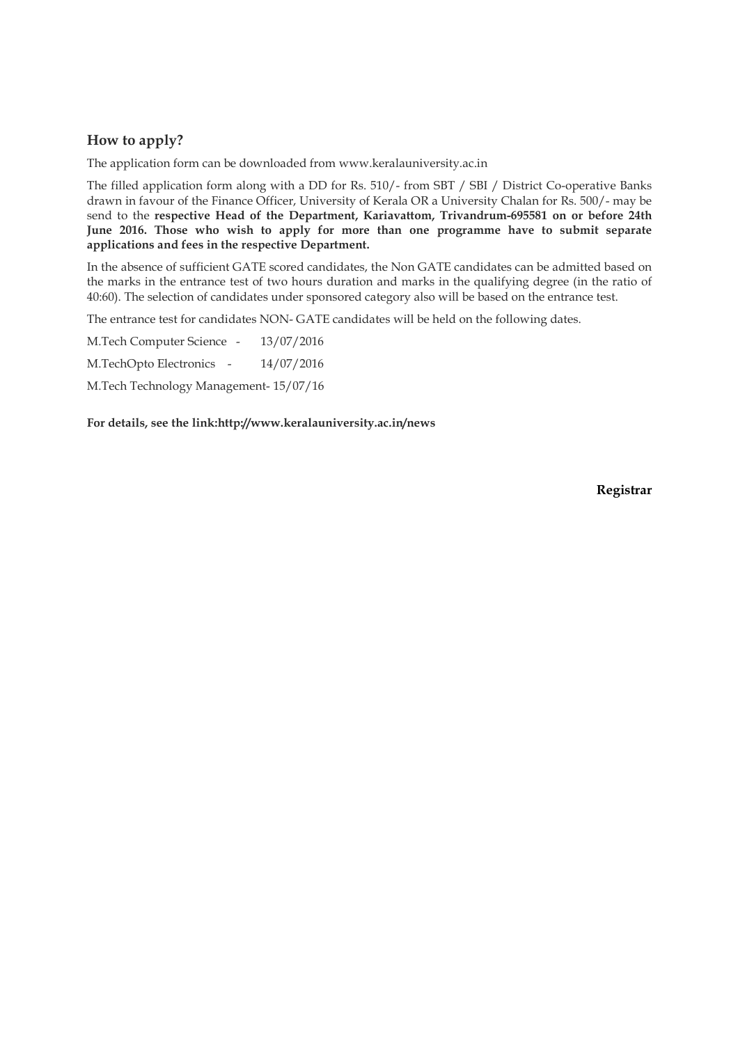## How to apply?

The application form can be downloaded from www.keralauniversity.ac.in

The filled application form along with a DD for Rs. 510/- from SBT / SBI / District Co-operative Banks drawn in favour of the Finance Officer, University of Kerala OR a University Chalan for Rs. 500/- may be send to the **respective Head of the Department, Kariavattom, Trivandrum-695581 on or before 24th June 2016. Those who wish to apply for more than one programme have to submit separate applications and fees in the respective Department.**

In the absence of sufficient GATE scored candidates, the Non GATE candidates can be admitted based on the marks in the entrance test of two hours duration and marks in the qualifying degree (in the ratio of 40:60). The selection of candidates under sponsored category also will be based on the entrance test.

The entrance test for candidates NON- GATE candidates will be held on the following dates.

M.Tech Computer Science - 13/07/2016

M.TechOpto Electronics - 14/07/2016

M.Tech Technology Management- 15/07/16

**For details, see the link:http://www.keralauniversity.ac.in/news**

**Registrar**